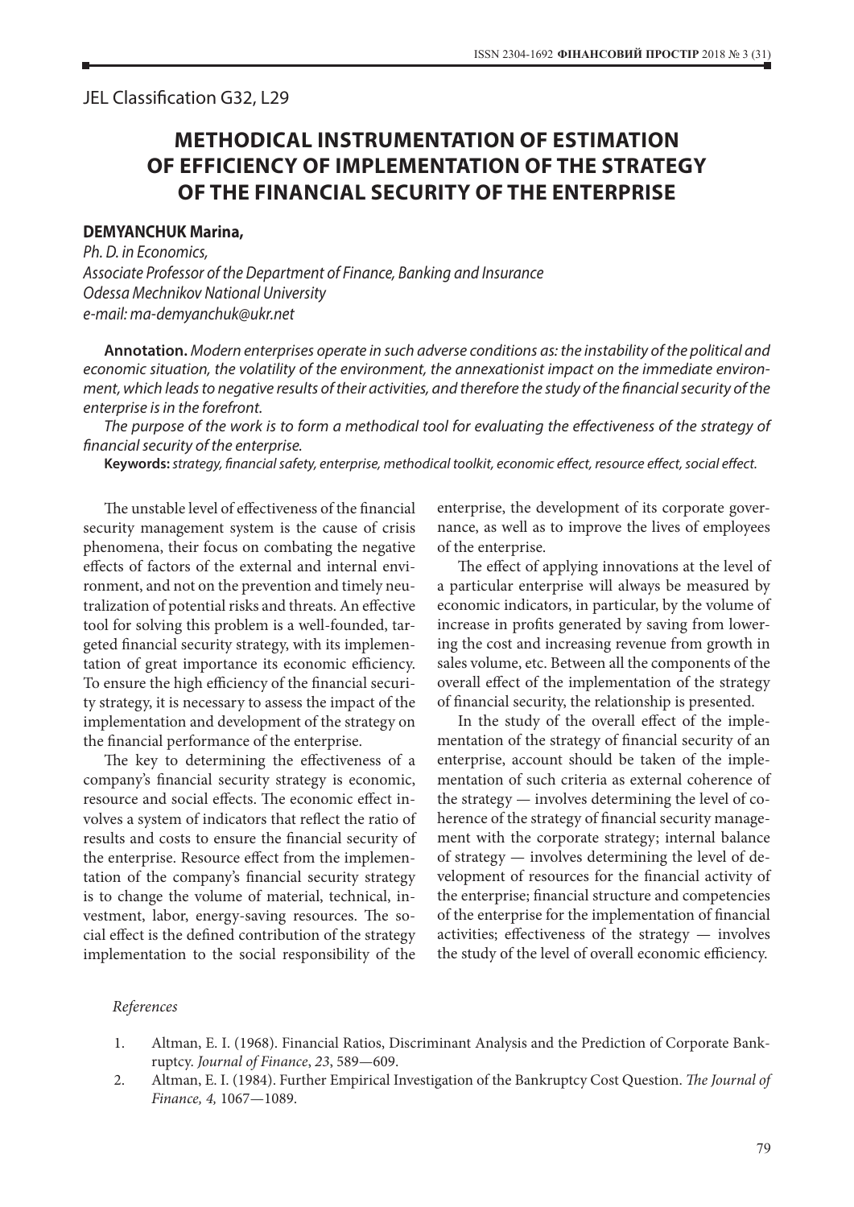JEL Classification G32, L29

# METHODICAL INSTRUMENTATION OF ESTIMATION OF EFFICIENCY OF IMPLEMENTATION OF THE STRATEGY OF THE FINANCIAL SECURITY OF THE ENTERPRISE

**DEMYANCHUK Marina,**
*Ph. D. in Economics,*
*Associate Professor of the Department of Finance, Banking and Insurance*
*Odessa Mechnikov National University*
*e-mail: ma-demyanchuk@ukr.net*

**Annotation.** *Modern enterprises operate in such adverse conditions as: the instability of the political and economic situation, the volatility of the environment, the annexationist impact on the immediate environment, which leads to negative results of their activities, and therefore the study of the financial security of the enterprise is in the forefront.*

*The purpose of the work is to form a methodical tool for evaluating the effectiveness of the strategy of financial security of the enterprise.*

**Keywords:** *strategy, financial safety, enterprise, methodical toolkit, economic effect, resource effect, social effect.*

The unstable level of effectiveness of the financial security management system is the cause of crisis phenomena, their focus on combating the negative effects of factors of the external and internal environment, and not on the prevention and timely neutralization of potential risks and threats. An effective tool for solving this problem is a well-founded, targeted financial security strategy, with its implementation of great importance its economic efficiency. To ensure the high efficiency of the financial security strategy, it is necessary to assess the impact of the implementation and development of the strategy on the financial performance of the enterprise.

The key to determining the effectiveness of a company's financial security strategy is economic, resource and social effects. The economic effect involves a system of indicators that reflect the ratio of results and costs to ensure the financial security of the enterprise. Resource effect from the implementation of the company's financial security strategy is to change the volume of material, technical, investment, labor, energy-saving resources. The social effect is the defined contribution of the strategy implementation to the social responsibility of the enterprise, the development of its corporate governance, as well as to improve the lives of employees of the enterprise.

The effect of applying innovations at the level of a particular enterprise will always be measured by economic indicators, in particular, by the volume of increase in profits generated by saving from lowering the cost and increasing revenue from growth in sales volume, etc. Between all the components of the overall effect of the implementation of the strategy of financial security, the relationship is presented.

In the study of the overall effect of the implementation of the strategy of financial security of an enterprise, account should be taken of the implementation of such criteria as external coherence of the strategy — involves determining the level of coherence of the strategy of financial security management with the corporate strategy; internal balance of strategy — involves determining the level of development of resources for the financial activity of the enterprise; financial structure and competencies of the enterprise for the implementation of financial activities; effectiveness of the strategy — involves the study of the level of overall economic efficiency.

*References*

1. Altman, E. I. (1968). Financial Ratios, Discriminant Analysis and the Prediction of Corporate Bankruptcy. *Journal of Finance*, *23*, 589—609.
2. Altman, E. I. (1984). Further Empirical Investigation of the Bankruptcy Cost Question. *The Journal of Finance, 4,* 1067—1089.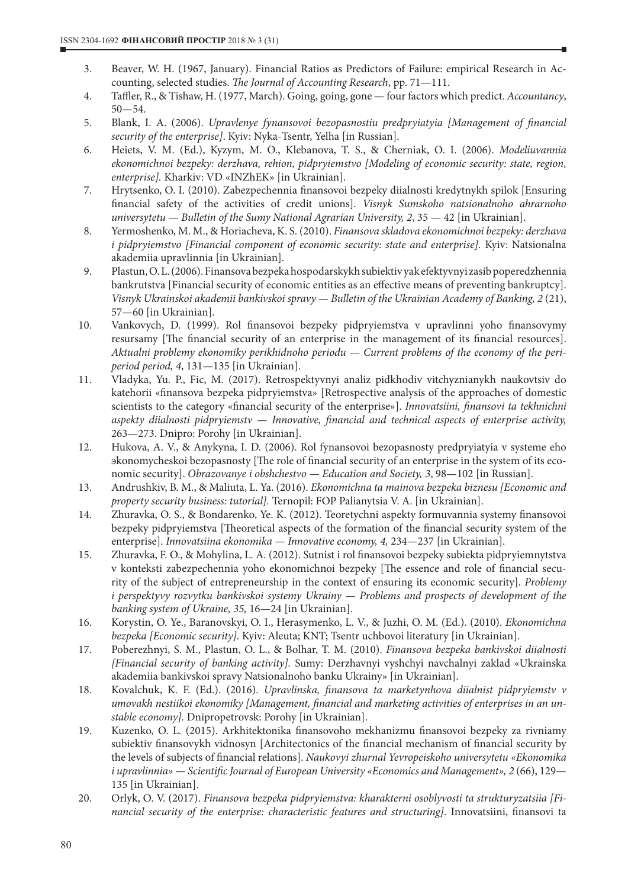3. Beaver, W. H. (1967, January). Financial Ratios as Predictors of Failure: empirical Research in Accounting, selected studies. *The Journal of Accounting Research*, pp. 71—111.
4. Taffler, R., & Tishaw, H. (1977, March). Going, going, gone — four factors which predict. *Accountancy*, 50—54.
5. Blank, I. A. (2006). *Upravlenye fynansovoi bezopasnostiu predpryiatyia [Management of financial security of the enterprise]*. Kyiv: Nyka-Tsentr, Yelha [in Russian].
6. Heiets, V. M. (Ed.), Kyzym, M. O., Klebanova, T. S., & Cherniak, O. I. (2006). *Modeliuvannia ekonomichnoi bezpeky: derzhava, rehion, pidpryiemstvo [Modeling of economic security: state, region, enterprise].* Kharkiv: VD «INZhEK» [in Ukrainian].
7. Hrytsenko, O. I. (2010). Zabezpechennia finansovoi bezpeky diialnosti kredytnykh spilok [Ensuring financial safety of the activities of credit unions]. *Visnyk Sumskoho natsionalnoho ahrarnoho universytetu — Bulletin of the Sumy National Agrarian University, 2*, 35 — 42 [in Ukrainian].
8. Yermoshenko, M. M., & Horiacheva, K. S. (2010). *Finansova skladova ekonomichnoi bezpeky: derzhava i pidpryiemstvo [Financial component of economic security: state and enterprise].* Kyiv: Natsionalna akademiia upravlinnia [in Ukrainian].
9. Plastun, O. L. (2006). Finansova bezpeka hospodarskykh subiektiv yak efektyvnyi zasib poperedzhennia bankrutstva [Financial security of economic entities as an effective means of preventing bankruptcy]. *Visnyk Ukrainskoi akademii bankivskoi spravy — Bulletin of the Ukrainian Academy of Banking, 2* (21), 57—60 [in Ukrainian].
10. Vankovych, D. (1999). Rol finansovoi bezpeky pidpryiemstva v upravlinni yoho finansovymy resursamy [The financial security of an enterprise in the management of its financial resources]. *Aktualni problemy ekonomiky perikhidnoho periodu — Current problems of the economy of the peri-period period, 4*, 131—135 [in Ukrainian].
11. Vladyka, Yu. P., Fic, M. (2017). Retrospektyvnyi analiz pidkhodiv vitchyznianykh naukovtsiv do katehorii «finansova bezpeka pidpryiemstva» [Retrospective analysis of the approaches of domestic scientists to the category «financial security of the enterprise»]. *Innovatsiini, finansovi ta tekhnichni aspekty diialnosti pidpryiemstv — Innovative, financial and technical aspects of enterprise activity,* 263—273. Dnipro: Porohy [in Ukrainian].
12. Hukova, A. V., & Anykyna, I. D. (2006). Rol fynansovoi bezopasnosty predpryiatyia v systeme eho экonomycheskoi bezopasnosty [The role of financial security of an enterprise in the system of its economic security]. *Obrazovanye i obshchestvo — Education and Society, 3*, 98—102 [in Russian].
13. Andrushkiv, B. M., & Maliuta, L. Ya. (2016). *Ekonomichna ta mainova bezpeka biznesu [Economic and property security business: tutorial].* Ternopil: FOP Palianytsia V. A. [in Ukrainian].
14. Zhuravka, O. S., & Bondarenko, Ye. K. (2012). Teoretychni aspekty formuvannia systemy finansovoi bezpeky pidpryiemstva [Theoretical aspects of the formation of the financial security system of the enterprise]. *Innovatsiina ekonomika — Innovative economy, 4,* 234—237 [in Ukrainian].
15. Zhuravka, F. O., & Mohylina, L. A. (2012). Sutnist i rol finansovoi bezpeky subiekta pidpryiemnytstva v konteksti zabezpechennia yoho ekonomichnoi bezpeky [The essence and role of financial security of the subject of entrepreneurship in the context of ensuring its economic security]. *Problemy i perspektyvy rozvytku bankivskoi systemy Ukrainy — Problems and prospects of development of the banking system of Ukraine, 35,* 16—24 [in Ukrainian].
16. Korystin, O. Ye., Baranovskyi, O. I., Herasymenko, L. V., & Juzhi, O. M. (Ed.). (2010). *Ekonomichna bezpeka [Economic security].* Kyiv: Aleuta; KNT; Tsentr uchbovoi literatury [in Ukrainian].
17. Poberezhnyi, S. M., Plastun, O. L., & Bolhar, T. M. (2010). *Finansova bezpeka bankivskoi diialnosti [Financial security of banking activity].* Sumy: Derzhavnyi vyshchyi navchalnyi zaklad «Ukrainska akademiia bankivskoi spravy Natsionalnoho banku Ukrainy» [in Ukrainian].
18. Kovalchuk, K. F. (Ed.). (2016). *Upravlinska, finansova ta marketynhova diialnist pidpryiemstv v umovakh nestiikoi ekonomiky [Management, financial and marketing activities of enterprises in an unstable economy].* Dnipropetrovsk: Porohy [in Ukrainian].
19. Kuzenko, O. L. (2015). Arkhitektonika finansovoho mekhanizmu finansovoi bezpeky za rivniamy subiektiv finansovykh vidnosyn [Architectonics of the financial mechanism of financial security by the levels of subjects of financial relations]. *Naukovyi zhurnal Yevropeiskoho universytetu «Ekonomika i upravlinnia» — Scientific Journal of European University «Economics and Management», 2* (66), 129—135 [in Ukrainian].
20. Orlyk, O. V. (2017). *Finansova bezpeka pidpryiemstva: kharakterni osoblyvosti ta strukturyzatsiia [Financial security of the enterprise: characteristic features and structuring].* Innovatsiini, finansovi ta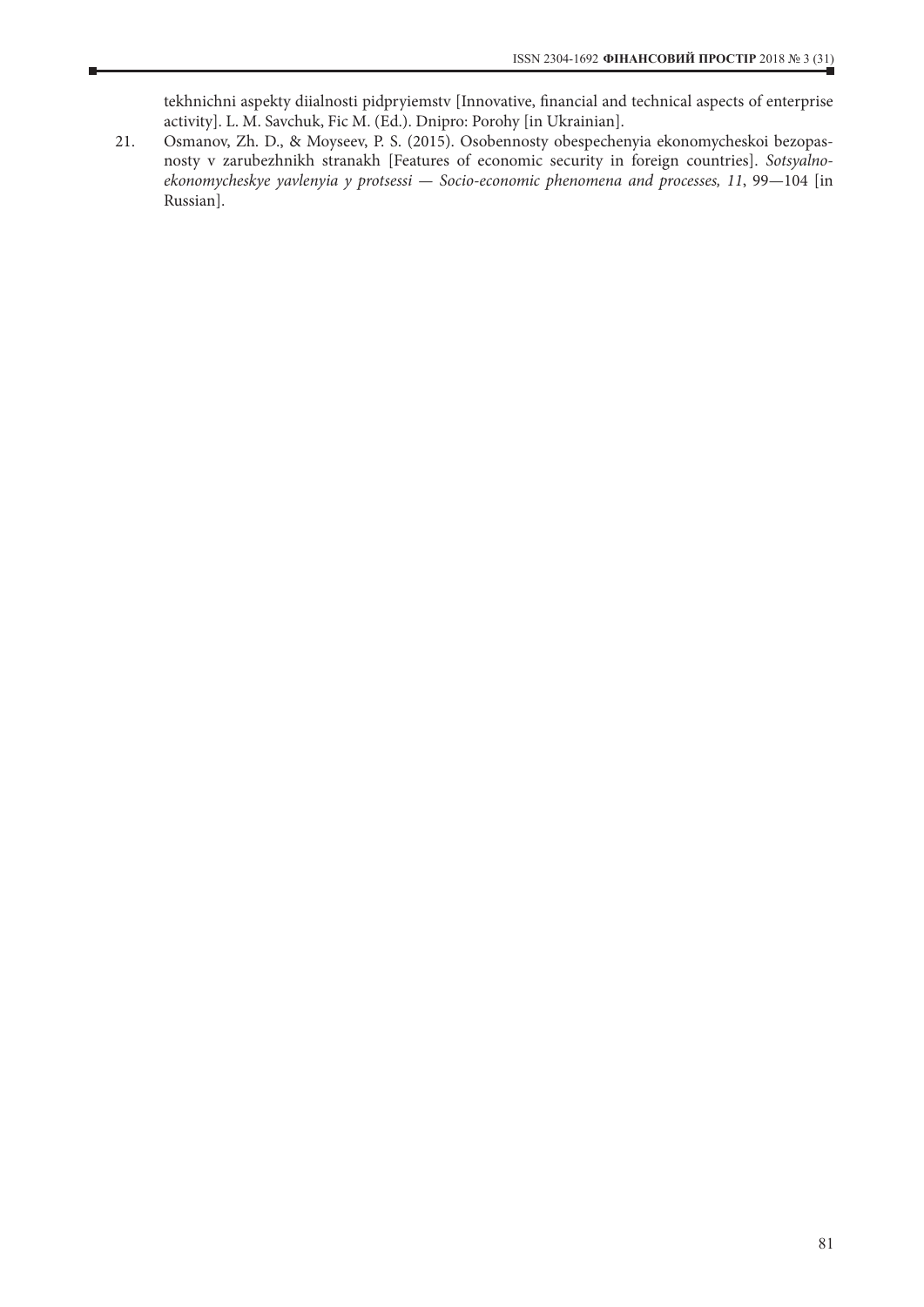tekhnichni aspekty diialnosti pidpryiemstv [Innovative, financial and technical aspects of enterprise activity]. L. M. Savchuk, Fic M. (Ed.). Dnipro: Porohy [in Ukrainian].

21. Osmanov, Zh. D., & Moyseev, P. S. (2015). Osobennosty obespechenyia ekonomycheskoi bezopasnosty v zarubezhnikh stranakh [Features of economic security in foreign countries]. *Sotsyalno-ekonomycheskye yavlenyia y protsessi — Socio-economic phenomena and processes, 11*, 99—104 [in Russian].